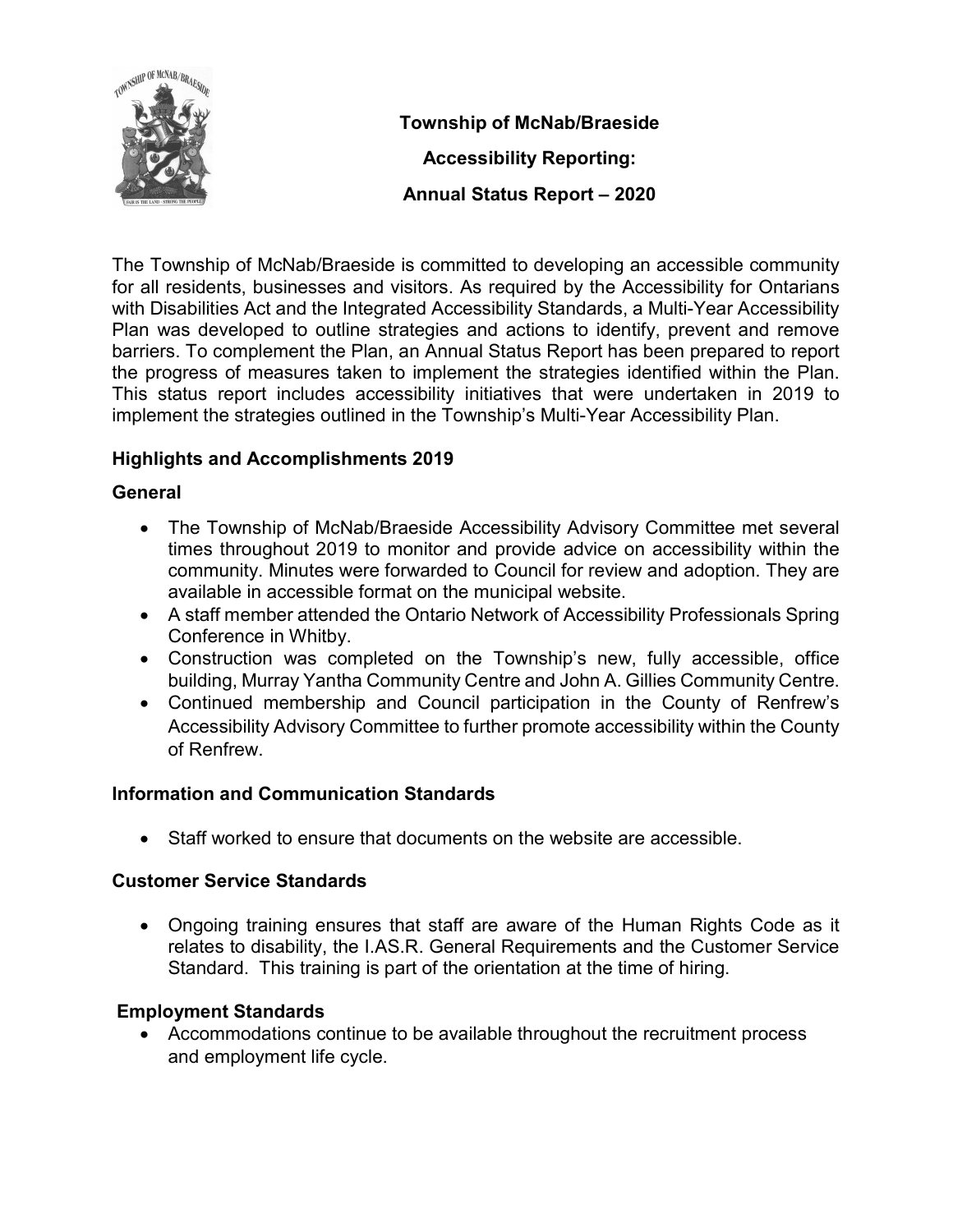# Township of McNab/Braeside

## Accessibility Reporting:

## Annual Status Report – 2020

The Township of McNab/Braeside is committed to developing an accessible community for all residents, businesses and visitors. As required by the Accessibility for Ontarians with Disabilities Act and the Integrated Accessibility Standards, a Multi-Year Accessibility Plan was developed to outline strategies and actions to identify, prevent and remove barriers. To complement the Plan, an Annual Status Report has been prepared to report the progress of measures taken to implement the strategies identified within the Plan. This status report includes accessibility initiatives that were undertaken in 2019 to implement the strategies outlined in the Township's Multi-Year Accessibility Plan.

### Highlights and Accomplishments 2019

### General

- The Township of McNab/Braeside Accessibility Advisory Committee met several times throughout 2019 to monitor and provide advice on accessibility within the community. Minutes were forwarded to Council for review and adoption. They are available in accessible format on the municipal website.
- A staff member attended the Ontario Network of Accessibility Professionals Spring Conference in Whitby.
- Construction was completed on the Township's new, fully accessible, office building, Murray Yantha Community Centre and John A. Gillies Community Centre.
- Continued membership and Council participation in the County of Renfrew's Accessibility Advisory Committee to further promote accessibility within the County of Renfrew.

### Information and Communication Standards

- Staff worked to ensure that documents on the website are accessible.

### Customer Service Standards

- Ongoing training ensures that staff are aware of the Human Rights Code as it relates to disability, the I.AS.R. General Requirements and the Customer Service Standard. This training is part of the orientation at the time of hiring.

### Employment Standards

- Accommodations continue to be available throughout the recruitment process and employment life cycle.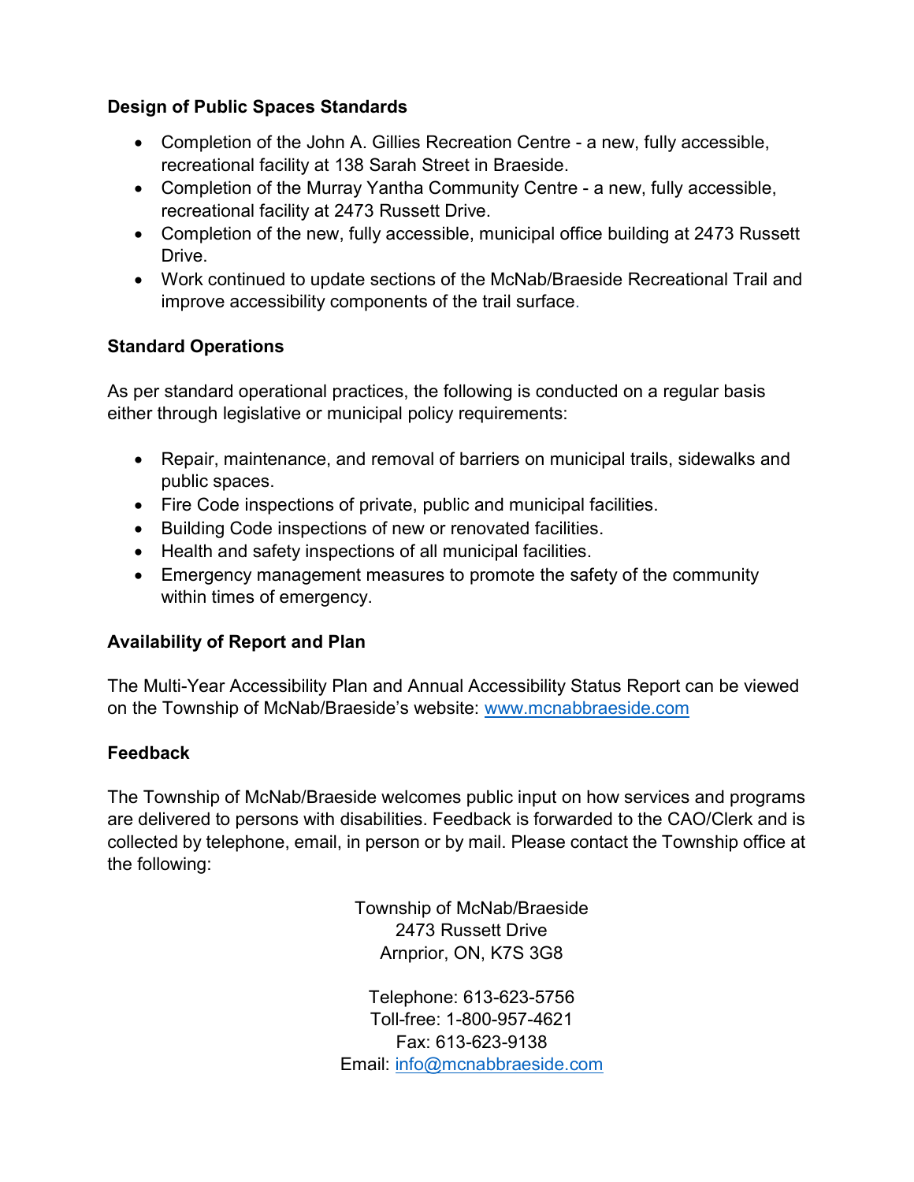**Design of Public Spaces Standards**

- Completion of the John A. Gillies Recreation Centre - a new, fully accessible, recreational facility at 138 Sarah Street in Braeside.
- Completion of the Murray Yantha Community Centre - a new, fully accessible, recreational facility at 2473 Russett Drive.
- Completion of the new, fully accessible, municipal office building at 2473 Russett Drive.
- Work continued to update sections of the McNab/Braeside Recreational Trail and improve accessibility components of the trail surface.

**Standard Operations**

As per standard operational practices, the following is conducted on a regular basis either through legislative or municipal policy requirements:

- Repair, maintenance, and removal of barriers on municipal trails, sidewalks and public spaces.
- Fire Code inspections of private, public and municipal facilities.
- Building Code inspections of new or renovated facilities.
- Health and safety inspections of all municipal facilities.
- Emergency management measures to promote the safety of the community within times of emergency.

**Availability of Report and Plan**

The Multi-Year Accessibility Plan and Annual Accessibility Status Report can be viewed on the Township of McNab/Braeside's website: www.mcnabbraeside.com

**Feedback**

The Township of McNab/Braeside welcomes public input on how services and programs are delivered to persons with disabilities. Feedback is forwarded to the CAO/Clerk and is collected by telephone, email, in person or by mail. Please contact the Township office at the following:

Township of McNab/Braeside
2473 Russett Drive
Arnprior, ON, K7S 3G8

Telephone: 613-623-5756
Toll-free: 1-800-957-4621
Fax: 613-623-9138
Email: info@mcnabbraeside.com